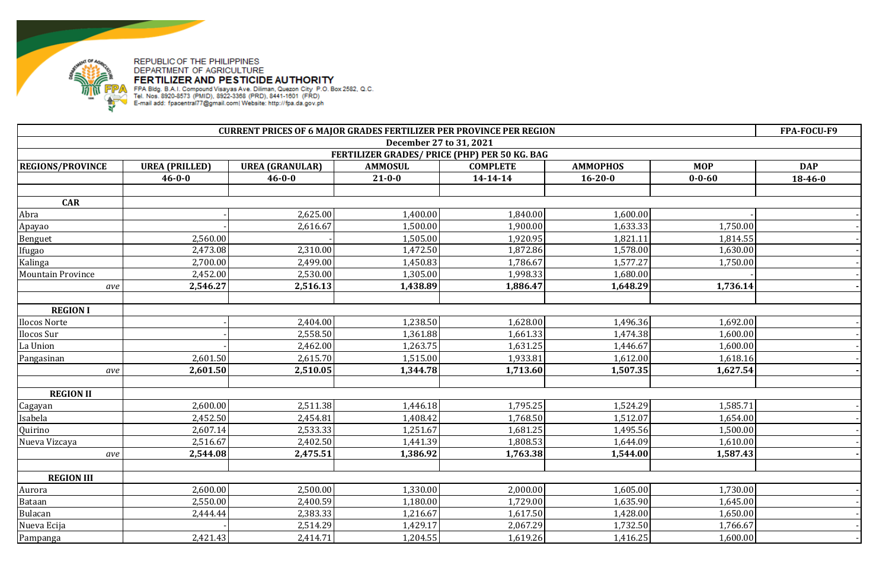REPUBLIC OF THE PHILIPPINES
DEPARTMENT OF AGRICULTURE
**FERTILIZER AND PESTICIDE AUTHORITY**
FPA Bldg. B.A.I. Compound Visayas Ave. Diliman, Quezon City P.O. Box 2582, Q.C.
Tel. Nos. 8920-8573 (PMID), 8922-3368 (PRD), 8441-1601 (FRD)
E-mail add: fpacentral77@gmail.com| Website: http://fpa.da.gov.ph

| CURRENT PRICES OF 6 MAJOR GRADES FERTILIZER PER PROVINCE PER REGION | | | | | | | FPA-FOCU-F9 |
|---|---|---|---|---|---|---|---|
| December 27 to 31, 2021 | | | | | | | |
| FERTILIZER GRADES/ PRICE (PHP) PER 50 KG. BAG | | | | | | | |
| **REGIONS/PROVINCE** | **UREA (PRILLED)** | **UREA (GRANULAR)** | **AMMOSUL** | **COMPLETE** | **AMMOPHOS** | **MOP** | **DAP** |
| | **46-0-0** | **46-0-0** | **21-0-0** | **14-14-14** | **16-20-0** | **0-0-60** | **18-46-0** |
| | | | | | | | |
| **CAR** | | | | | | | |
| Abra | - | 2,625.00 | 1,400.00 | 1,840.00 | 1,600.00 | - | - |
| Apayao | - | 2,616.67 | 1,500.00 | 1,900.00 | 1,633.33 | 1,750.00 | - |
| Benguet | 2,560.00 | - | 1,505.00 | 1,920.95 | 1,821.11 | 1,814.55 | - |
| Ifugao | 2,473.08 | 2,310.00 | 1,472.50 | 1,872.86 | 1,578.00 | 1,630.00 | - |
| Kalinga | 2,700.00 | 2,499.00 | 1,450.83 | 1,786.67 | 1,577.27 | 1,750.00 | - |
| Mountain Province | 2,452.00 | 2,530.00 | 1,305.00 | 1,998.33 | 1,680.00 | - | - |
| *ave* | **2,546.27** | **2,516.13** | **1,438.89** | **1,886.47** | **1,648.29** | **1,736.14** | **-** |
| | | | | | | | |
| **REGION I** | | | | | | | |
| Ilocos Norte | - | 2,404.00 | 1,238.50 | 1,628.00 | 1,496.36 | 1,692.00 | - |
| Ilocos Sur | - | 2,558.50 | 1,361.88 | 1,661.33 | 1,474.38 | 1,600.00 | - |
| La Union | - | 2,462.00 | 1,263.75 | 1,631.25 | 1,446.67 | 1,600.00 | - |
| Pangasinan | 2,601.50 | 2,615.70 | 1,515.00 | 1,933.81 | 1,612.00 | 1,618.16 | - |
| *ave* | **2,601.50** | **2,510.05** | **1,344.78** | **1,713.60** | **1,507.35** | **1,627.54** | **-** |
| | | | | | | | |
| **REGION II** | | | | | | | |
| Cagayan | 2,600.00 | 2,511.38 | 1,446.18 | 1,795.25 | 1,524.29 | 1,585.71 | - |
| Isabela | 2,452.50 | 2,454.81 | 1,408.42 | 1,768.50 | 1,512.07 | 1,654.00 | - |
| Quirino | 2,607.14 | 2,533.33 | 1,251.67 | 1,681.25 | 1,495.56 | 1,500.00 | - |
| Nueva Vizcaya | 2,516.67 | 2,402.50 | 1,441.39 | 1,808.53 | 1,644.09 | 1,610.00 | - |
| *ave* | **2,544.08** | **2,475.51** | **1,386.92** | **1,763.38** | **1,544.00** | **1,587.43** | **-** |
| | | | | | | | |
| **REGION III** | | | | | | | |
| Aurora | 2,600.00 | 2,500.00 | 1,330.00 | 2,000.00 | 1,605.00 | 1,730.00 | - |
| Bataan | 2,550.00 | 2,400.59 | 1,180.00 | 1,729.00 | 1,635.90 | 1,645.00 | - |
| Bulacan | 2,444.44 | 2,383.33 | 1,216.67 | 1,617.50 | 1,428.00 | 1,650.00 | - |
| Nueva Ecija | - | 2,514.29 | 1,429.17 | 2,067.29 | 1,732.50 | 1,766.67 | - |
| Pampanga | 2,421.43 | 2,414.71 | 1,204.55 | 1,619.26 | 1,416.25 | 1,600.00 | - |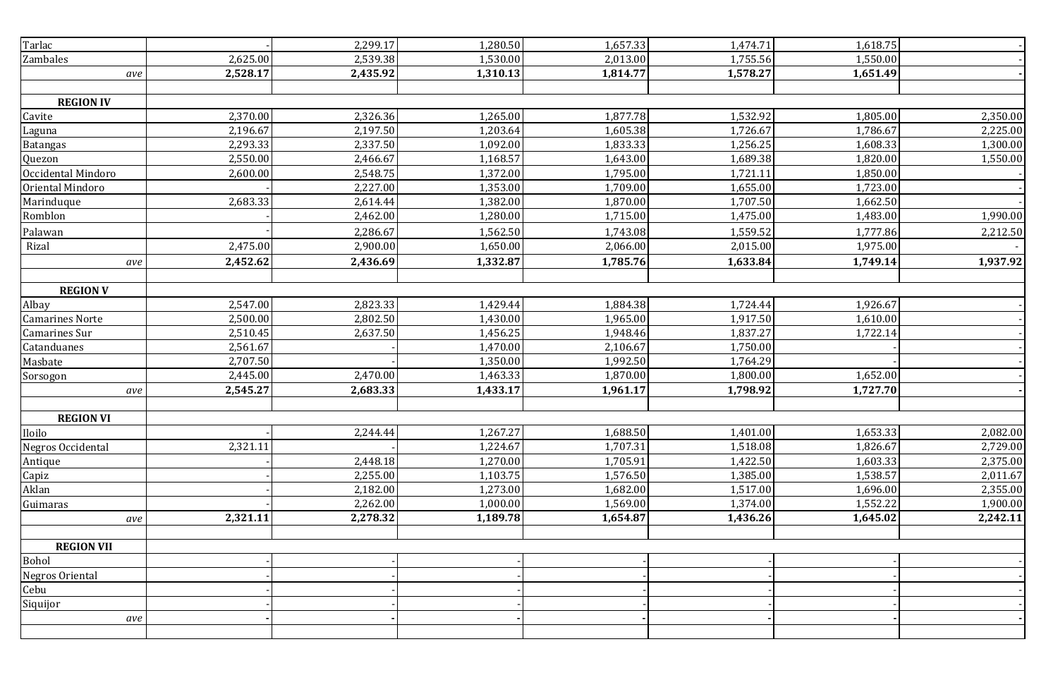| | | | | | | | |
|---|---|---|---|---|---|---|---|
| Tarlac | - | 2,299.17 | 1,280.50 | 1,657.33 | 1,474.71 | 1,618.75 | - |
| Zambales | 2,625.00 | 2,539.38 | 1,530.00 | 2,013.00 | 1,755.56 | 1,550.00 | - |
| *ave* | **2,528.17** | **2,435.92** | **1,310.13** | **1,814.77** | **1,578.27** | **1,651.49** | **-** |
| | | | | | | | |
| **REGION IV** | | | | | | | |
| Cavite | 2,370.00 | 2,326.36 | 1,265.00 | 1,877.78 | 1,532.92 | 1,805.00 | 2,350.00 |
| Laguna | 2,196.67 | 2,197.50 | 1,203.64 | 1,605.38 | 1,726.67 | 1,786.67 | 2,225.00 |
| Batangas | 2,293.33 | 2,337.50 | 1,092.00 | 1,833.33 | 1,256.25 | 1,608.33 | 1,300.00 |
| Quezon | 2,550.00 | 2,466.67 | 1,168.57 | 1,643.00 | 1,689.38 | 1,820.00 | 1,550.00 |
| Occidental Mindoro | 2,600.00 | 2,548.75 | 1,372.00 | 1,795.00 | 1,721.11 | 1,850.00 | - |
| Oriental Mindoro | - | 2,227.00 | 1,353.00 | 1,709.00 | 1,655.00 | 1,723.00 | - |
| Marinduque | 2,683.33 | 2,614.44 | 1,382.00 | 1,870.00 | 1,707.50 | 1,662.50 | - |
| Romblon | - | 2,462.00 | 1,280.00 | 1,715.00 | 1,475.00 | 1,483.00 | 1,990.00 |
| Palawan | - | 2,286.67 | 1,562.50 | 1,743.08 | 1,559.52 | 1,777.86 | 2,212.50 |
| Rizal | 2,475.00 | 2,900.00 | 1,650.00 | 2,066.00 | 2,015.00 | 1,975.00 | - |
| *ave* | **2,452.62** | **2,436.69** | **1,332.87** | **1,785.76** | **1,633.84** | **1,749.14** | **1,937.92** |
| | | | | | | | |
| **REGION V** | | | | | | | |
| Albay | 2,547.00 | 2,823.33 | 1,429.44 | 1,884.38 | 1,724.44 | 1,926.67 | - |
| Camarines Norte | 2,500.00 | 2,802.50 | 1,430.00 | 1,965.00 | 1,917.50 | 1,610.00 | - |
| Camarines Sur | 2,510.45 | 2,637.50 | 1,456.25 | 1,948.46 | 1,837.27 | 1,722.14 | - |
| Catanduanes | 2,561.67 | - | 1,470.00 | 2,106.67 | 1,750.00 | - | - |
| Masbate | 2,707.50 | - | 1,350.00 | 1,992.50 | 1,764.29 | - | - |
| Sorsogon | 2,445.00 | 2,470.00 | 1,463.33 | 1,870.00 | 1,800.00 | 1,652.00 | - |
| *ave* | **2,545.27** | **2,683.33** | **1,433.17** | **1,961.17** | **1,798.92** | **1,727.70** | **-** |
| | | | | | | | |
| **REGION VI** | | | | | | | |
| Iloilo | - | 2,244.44 | 1,267.27 | 1,688.50 | 1,401.00 | 1,653.33 | 2,082.00 |
| Negros Occidental | 2,321.11 | - | 1,224.67 | 1,707.31 | 1,518.08 | 1,826.67 | 2,729.00 |
| Antique | - | 2,448.18 | 1,270.00 | 1,705.91 | 1,422.50 | 1,603.33 | 2,375.00 |
| Capiz | - | 2,255.00 | 1,103.75 | 1,576.50 | 1,385.00 | 1,538.57 | 2,011.67 |
| Aklan | - | 2,182.00 | 1,273.00 | 1,682.00 | 1,517.00 | 1,696.00 | 2,355.00 |
| Guimaras | - | 2,262.00 | 1,000.00 | 1,569.00 | 1,374.00 | 1,552.22 | 1,900.00 |
| *ave* | **2,321.11** | **2,278.32** | **1,189.78** | **1,654.87** | **1,436.26** | **1,645.02** | **2,242.11** |
| | | | | | | | |
| **REGION VII** | | | | | | | |
| Bohol | - | - | - | - | - | - | - |
| Negros Oriental | - | - | - | - | - | - | - |
| Cebu | - | - | - | - | - | - | - |
| Siquijor | - | - | - | - | - | - | - |
| *ave* | **-** | **-** | **-** | **-** | **-** | **-** | **-** |
| | | | | | | | |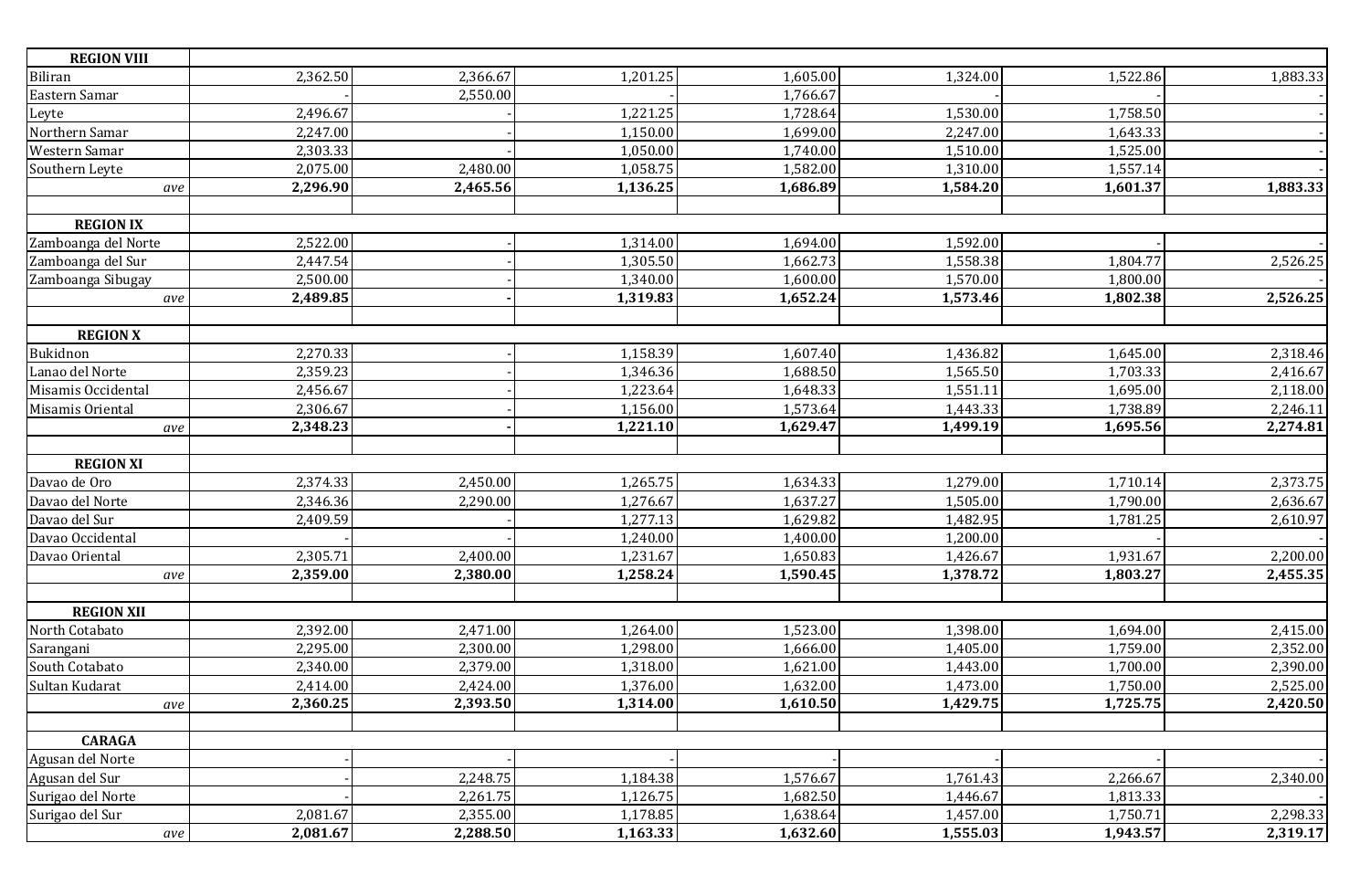| | | | | | | | |
|---|---|---|---|---|---|---|---|
| **REGION VIII** | | | | | | | |
| Biliran | 2,362.50 | 2,366.67 | 1,201.25 | 1,605.00 | 1,324.00 | 1,522.86 | 1,883.33 |
| Eastern Samar | - | 2,550.00 | - | 1,766.67 | - | - | - |
| Leyte | 2,496.67 | - | 1,221.25 | 1,728.64 | 1,530.00 | 1,758.50 | - |
| Northern Samar | 2,247.00 | - | 1,150.00 | 1,699.00 | 2,247.00 | 1,643.33 | - |
| Western Samar | 2,303.33 | - | 1,050.00 | 1,740.00 | 1,510.00 | 1,525.00 | - |
| Southern Leyte | 2,075.00 | 2,480.00 | 1,058.75 | 1,582.00 | 1,310.00 | 1,557.14 | - |
| *ave* | **2,296.90** | **2,465.56** | **1,136.25** | **1,686.89** | **1,584.20** | **1,601.37** | **1,883.33** |
| | | | | | | | |
| **REGION IX** | | | | | | | |
| Zamboanga del Norte | 2,522.00 | - | 1,314.00 | 1,694.00 | 1,592.00 | - | - |
| Zamboanga del Sur | 2,447.54 | - | 1,305.50 | 1,662.73 | 1,558.38 | 1,804.77 | 2,526.25 |
| Zamboanga Sibugay | 2,500.00 | - | 1,340.00 | 1,600.00 | 1,570.00 | 1,800.00 | - |
| *ave* | **2,489.85** | **-** | **1,319.83** | **1,652.24** | **1,573.46** | **1,802.38** | **2,526.25** |
| | | | | | | | |
| **REGION X** | | | | | | | |
| Bukidnon | 2,270.33 | - | 1,158.39 | 1,607.40 | 1,436.82 | 1,645.00 | 2,318.46 |
| Lanao del Norte | 2,359.23 | - | 1,346.36 | 1,688.50 | 1,565.50 | 1,703.33 | 2,416.67 |
| Misamis Occidental | 2,456.67 | - | 1,223.64 | 1,648.33 | 1,551.11 | 1,695.00 | 2,118.00 |
| Misamis Oriental | 2,306.67 | - | 1,156.00 | 1,573.64 | 1,443.33 | 1,738.89 | 2,246.11 |
| *ave* | **2,348.23** | **-** | **1,221.10** | **1,629.47** | **1,499.19** | **1,695.56** | **2,274.81** |
| | | | | | | | |
| **REGION XI** | | | | | | | |
| Davao de Oro | 2,374.33 | 2,450.00 | 1,265.75 | 1,634.33 | 1,279.00 | 1,710.14 | 2,373.75 |
| Davao del Norte | 2,346.36 | 2,290.00 | 1,276.67 | 1,637.27 | 1,505.00 | 1,790.00 | 2,636.67 |
| Davao del Sur | 2,409.59 | - | 1,277.13 | 1,629.82 | 1,482.95 | 1,781.25 | 2,610.97 |
| Davao Occidental | - | - | 1,240.00 | 1,400.00 | 1,200.00 | - | - |
| Davao Oriental | 2,305.71 | 2,400.00 | 1,231.67 | 1,650.83 | 1,426.67 | 1,931.67 | 2,200.00 |
| *ave* | **2,359.00** | **2,380.00** | **1,258.24** | **1,590.45** | **1,378.72** | **1,803.27** | **2,455.35** |
| | | | | | | | |
| **REGION XII** | | | | | | | |
| North Cotabato | 2,392.00 | 2,471.00 | 1,264.00 | 1,523.00 | 1,398.00 | 1,694.00 | 2,415.00 |
| Sarangani | 2,295.00 | 2,300.00 | 1,298.00 | 1,666.00 | 1,405.00 | 1,759.00 | 2,352.00 |
| South Cotabato | 2,340.00 | 2,379.00 | 1,318.00 | 1,621.00 | 1,443.00 | 1,700.00 | 2,390.00 |
| Sultan Kudarat | 2,414.00 | 2,424.00 | 1,376.00 | 1,632.00 | 1,473.00 | 1,750.00 | 2,525.00 |
| *ave* | **2,360.25** | **2,393.50** | **1,314.00** | **1,610.50** | **1,429.75** | **1,725.75** | **2,420.50** |
| | | | | | | | |
| **CARAGA** | | | | | | | |
| Agusan del Norte | - | - | - | - | - | - | - |
| Agusan del Sur | - | 2,248.75 | 1,184.38 | 1,576.67 | 1,761.43 | 2,266.67 | 2,340.00 |
| Surigao del Norte | - | 2,261.75 | 1,126.75 | 1,682.50 | 1,446.67 | 1,813.33 | - |
| Surigao del Sur | 2,081.67 | 2,355.00 | 1,178.85 | 1,638.64 | 1,457.00 | 1,750.71 | 2,298.33 |
| *ave* | **2,081.67** | **2,288.50** | **1,163.33** | **1,632.60** | **1,555.03** | **1,943.57** | **2,319.17** |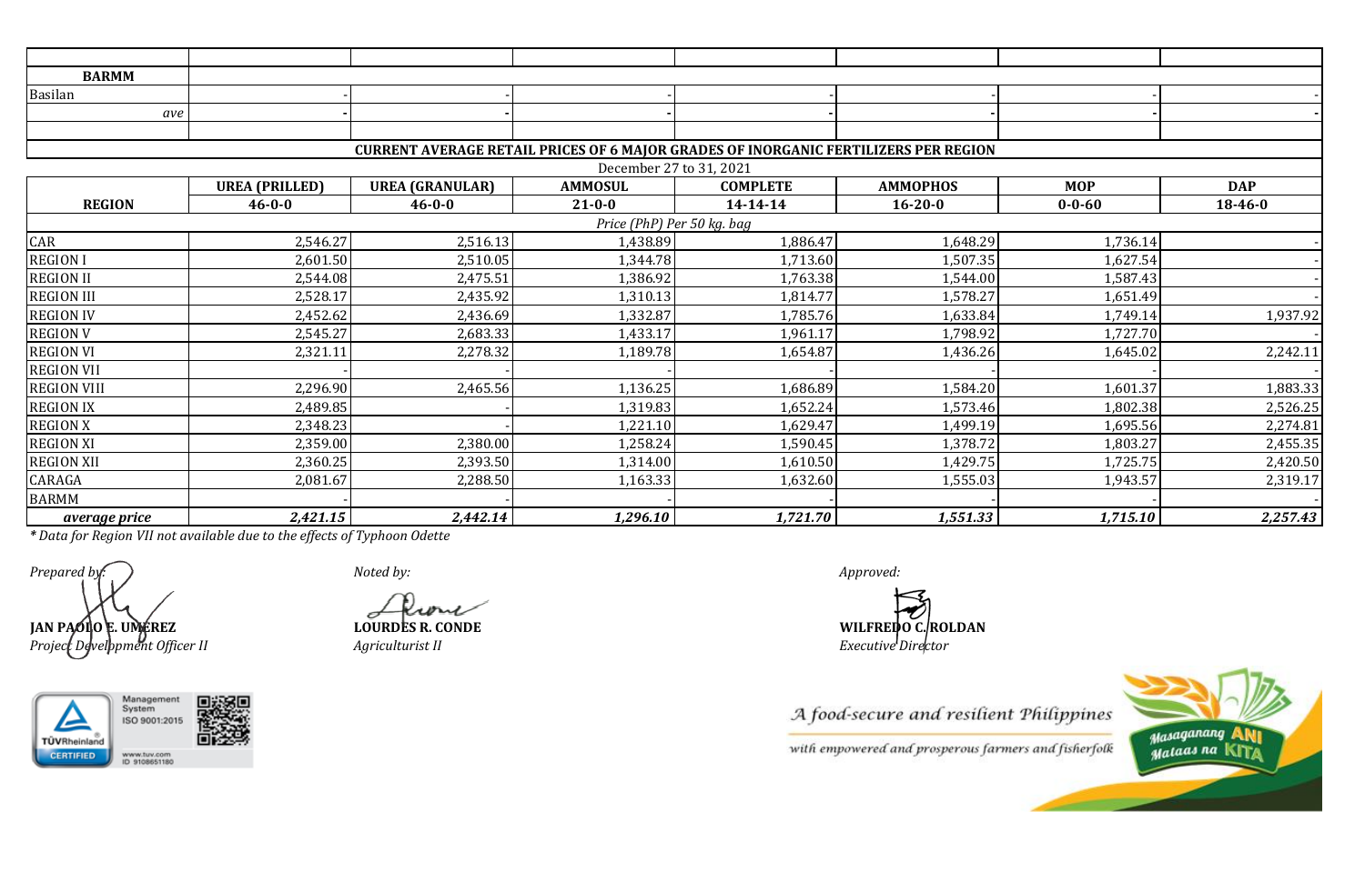| | | | | | | | |
|---|---|---|---|---|---|---|---|
| **BARMM** | | | | | | | |
| Basilan | - | - | - | - | - | - | - |
| *ave* | - | - | - | - | - | - | - |

**CURRENT AVERAGE RETAIL PRICES OF 6 MAJOR GRADES OF INORGANIC FERTILIZERS PER REGION**

December 27 to 31, 2021

| | **UREA (PRILLED)** | **UREA (GRANULAR)** | **AMMOSUL** | **COMPLETE** | **AMMOPHOS** | **MOP** | **DAP** |
|---|---|---|---|---|---|---|---|
| **REGION** | **46-0-0** | **46-0-0** | **21-0-0** | **14-14-14** | **16-20-0** | **0-0-60** | **18-46-0** |
| *Price (PhP) Per 50 kg. bag* | | | | | | | |
| CAR | 2,546.27 | 2,516.13 | 1,438.89 | 1,886.47 | 1,648.29 | 1,736.14 | - |
| REGION I | 2,601.50 | 2,510.05 | 1,344.78 | 1,713.60 | 1,507.35 | 1,627.54 | - |
| REGION II | 2,544.08 | 2,475.51 | 1,386.92 | 1,763.38 | 1,544.00 | 1,587.43 | - |
| REGION III | 2,528.17 | 2,435.92 | 1,310.13 | 1,814.77 | 1,578.27 | 1,651.49 | - |
| REGION IV | 2,452.62 | 2,436.69 | 1,332.87 | 1,785.76 | 1,633.84 | 1,749.14 | 1,937.92 |
| REGION V | 2,545.27 | 2,683.33 | 1,433.17 | 1,961.17 | 1,798.92 | 1,727.70 | - |
| REGION VI | 2,321.11 | 2,278.32 | 1,189.78 | 1,654.87 | 1,436.26 | 1,645.02 | 2,242.11 |
| REGION VII | - | - | - | - | - | - | - |
| REGION VIII | 2,296.90 | 2,465.56 | 1,136.25 | 1,686.89 | 1,584.20 | 1,601.37 | 1,883.33 |
| REGION IX | 2,489.85 | - | 1,319.83 | 1,652.24 | 1,573.46 | 1,802.38 | 2,526.25 |
| REGION X | 2,348.23 | - | 1,221.10 | 1,629.47 | 1,499.19 | 1,695.56 | 2,274.81 |
| REGION XI | 2,359.00 | 2,380.00 | 1,258.24 | 1,590.45 | 1,378.72 | 1,803.27 | 2,455.35 |
| REGION XII | 2,360.25 | 2,393.50 | 1,314.00 | 1,610.50 | 1,429.75 | 1,725.75 | 2,420.50 |
| CARAGA | 2,081.67 | 2,288.50 | 1,163.33 | 1,632.60 | 1,555.03 | 1,943.57 | 2,319.17 |
| BARMM | - | - | - | - | - | - | - |
| ***average price*** | ***2,421.15*** | ***2,442.14*** | ***1,296.10*** | ***1,721.70*** | ***1,551.33*** | ***1,715.10*** | ***2,257.43*** |

*\* Data for Region VII not available due to the effects of Typhoon Odette*

*Prepared by:*

**JAN PAOLO E. UMEREZ**
*Project Development Officer II*

*Noted by:*

**LOURDES R. CONDE**
*Agriculturist II*

*Approved:*

**WILFREDO C. ROLDAN**
*Executive Director*

Management System ISO 9001:2015
TÜVRheinland CERTIFIED
www.tuv.com ID 9108651180

A food-secure and resilient Philippines
with empowered and prosperous farmers and fisherfolk

Masaganang ANI Mataas na KITA